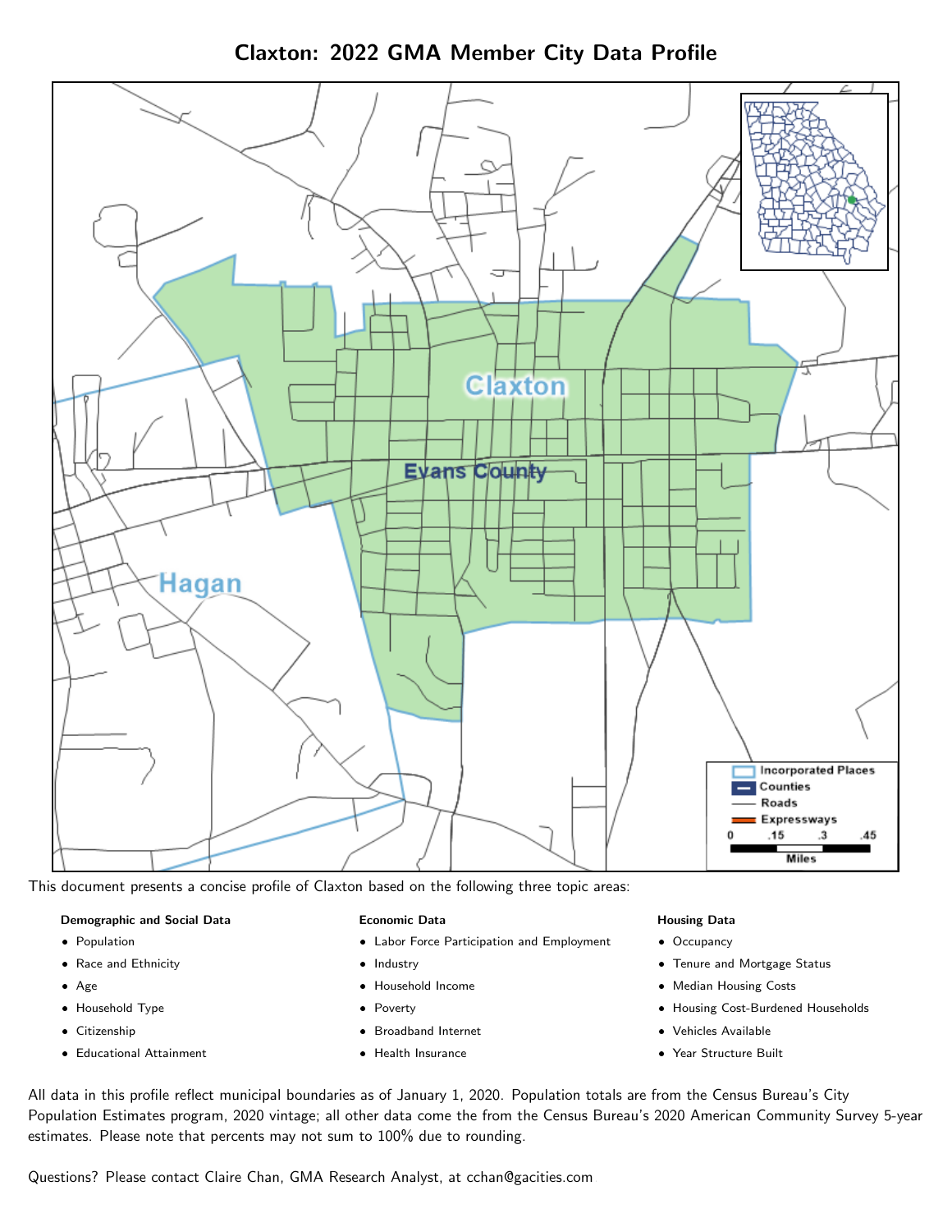# Claxton: 2022 GMA Member City Data Profile

This document presents a concise profile of Claxton based on the following three topic areas:

**Demographic and Social Data**

- Population
- Race and Ethnicity
- Age
- Household Type
- Citizenship
- Educational Attainment

**Economic Data**

- Labor Force Participation and Employment
- Industry
- Household Income
- Poverty
- Broadband Internet
- Health Insurance

**Housing Data**

- Occupancy
- Tenure and Mortgage Status
- Median Housing Costs
- Housing Cost-Burdened Households
- Vehicles Available
- Year Structure Built

All data in this profile reflect municipal boundaries as of January 1, 2020. Population totals are from the Census Bureau's City Population Estimates program, 2020 vintage; all other data come the from the Census Bureau's 2020 American Community Survey 5-year estimates. Please note that percents may not sum to 100% due to rounding.

Questions? Please contact Claire Chan, GMA Research Analyst, at cchan@gacities.com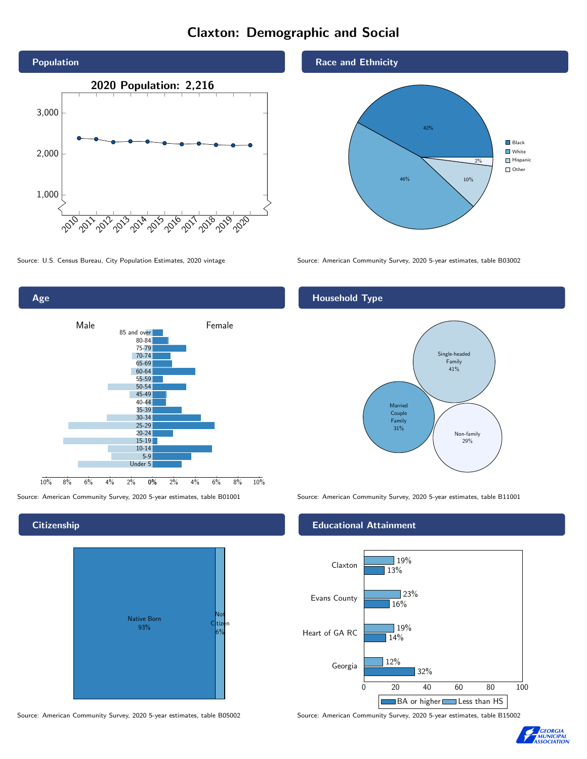# Claxton: Demographic and Social

## Population

2020 Population: 2,216

Source: U.S. Census Bureau, City Population Estimates, 2020 vintage

## Race and Ethnicity

- Black: 42%
- White: 46%
- Hispanic: 10%
- Other: 2%

Source: American Community Survey, 2020 5-year estimates, table B03002

## Age

Source: American Community Survey, 2020 5-year estimates, table B01001

## Household Type

- Single-headed Family: 41%
- Married Couple Family: 31%
- Non-family: 29%

Source: American Community Survey, 2020 5-year estimates, table B11001

## Citizenship

- Native Born: 93%
- Not Citizen: 6%

Source: American Community Survey, 2020 5-year estimates, table B05002

## Educational Attainment

| | Less than HS | BA or higher |
|---|---|---|
| Claxton | 19% | 13% |
| Evans County | 23% | 16% |
| Heart of GA RC | 19% | 14% |
| Georgia | 12% | 32% |

Source: American Community Survey, 2020 5-year estimates, table B15002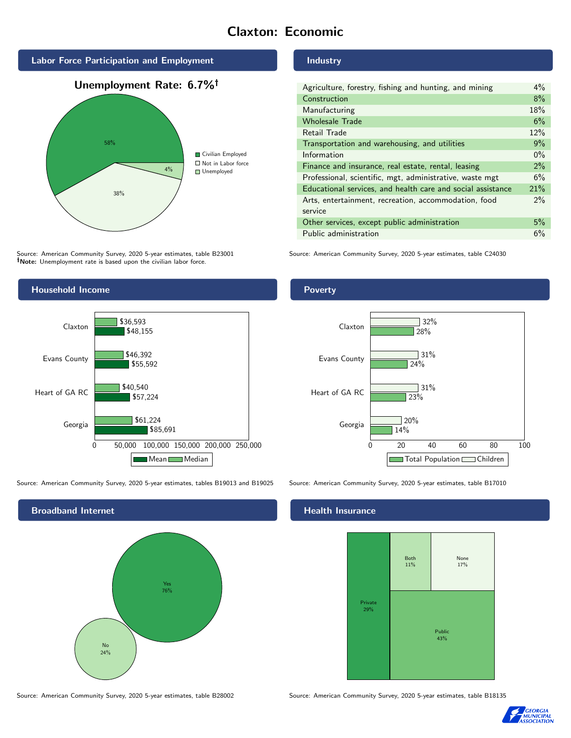# Claxton: Economic

## Labor Force Participation and Employment

**Unemployment Rate: 6.7%†**

| Category | Percent |
| --- | --- |
| Civilian Employed | 58% |
| Not in Labor force | 38% |
| Unemployed | 4% |

Source: American Community Survey, 2020 5-year estimates, table B23001
**†Note:** Unemployment rate is based upon the civilian labor force.

## Industry

| Industry | Percent |
| --- | --- |
| Agriculture, forestry, fishing and hunting, and mining | 4% |
| Construction | 8% |
| Manufacturing | 18% |
| Wholesale Trade | 6% |
| Retail Trade | 12% |
| Transportation and warehousing, and utilities | 9% |
| Information | 0% |
| Finance and insurance, real estate, rental, leasing | 2% |
| Professional, scientific, mgt, administrative, waste mgt | 6% |
| Educational services, and health care and social assistance | 21% |
| Arts, entertainment, recreation, accommodation, food service | 2% |
| Other services, except public administration | 5% |
| Public administration | 6% |

Source: American Community Survey, 2020 5-year estimates, table C24030

## Household Income

| | Median | Mean |
| --- | --- | --- |
| Claxton | $36,593 | $48,155 |
| Evans County | $46,392 | $55,592 |
| Heart of GA RC | $40,540 | $57,224 |
| Georgia | $61,224 | $85,691 |

Source: American Community Survey, 2020 5-year estimates, tables B19013 and B19025

## Poverty

| | Children | Total Population |
| --- | --- | --- |
| Claxton | 32% | 28% |
| Evans County | 31% | 24% |
| Heart of GA RC | 31% | 23% |
| Georgia | 20% | 14% |

Source: American Community Survey, 2020 5-year estimates, table B17010

## Broadband Internet

| | Percent |
| --- | --- |
| Yes | 76% |
| No | 24% |

Source: American Community Survey, 2020 5-year estimates, table B28002

## Health Insurance

| | Percent |
| --- | --- |
| Private | 29% |
| Both | 11% |
| None | 17% |
| Public | 43% |

Source: American Community Survey, 2020 5-year estimates, table B18135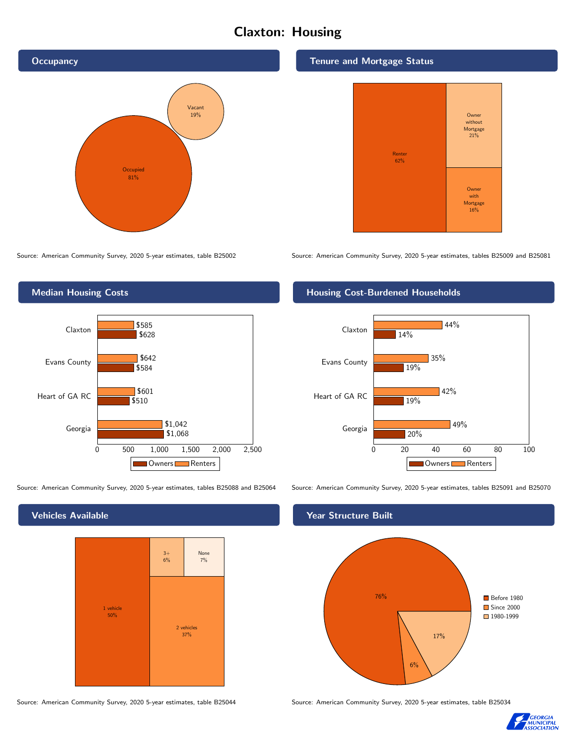# Claxton: Housing

## Occupancy

Vacant
19%

Occupied
81%

Source: American Community Survey, 2020 5-year estimates, table B25002

## Tenure and Mortgage Status

Renter
62%

Owner without Mortgage
21%

Owner with Mortgage
16%

Source: American Community Survey, 2020 5-year estimates, tables B25009 and B25081

## Median Housing Costs

Claxton
$585
$628

Evans County
$642
$584

Heart of GA RC
$601
$510

Georgia
$1,042
$1,068

0
500
1,000
1,500
2,000
2,500

Owners
Renters

Source: American Community Survey, 2020 5-year estimates, tables B25088 and B25064

## Housing Cost-Burdened Households

Claxton
44%
14%

Evans County
35%
19%

Heart of GA RC
42%
19%

Georgia
49%
20%

0
20
40
60
80
100

Owners
Renters

Source: American Community Survey, 2020 5-year estimates, tables B25091 and B25070

## Vehicles Available

1 vehicle
50%

2 vehicles
37%

3+
6%

None
7%

Source: American Community Survey, 2020 5-year estimates, table B25044

## Year Structure Built

76%
6%
17%

Before 1980
Since 2000
1980-1999

Source: American Community Survey, 2020 5-year estimates, table B25034